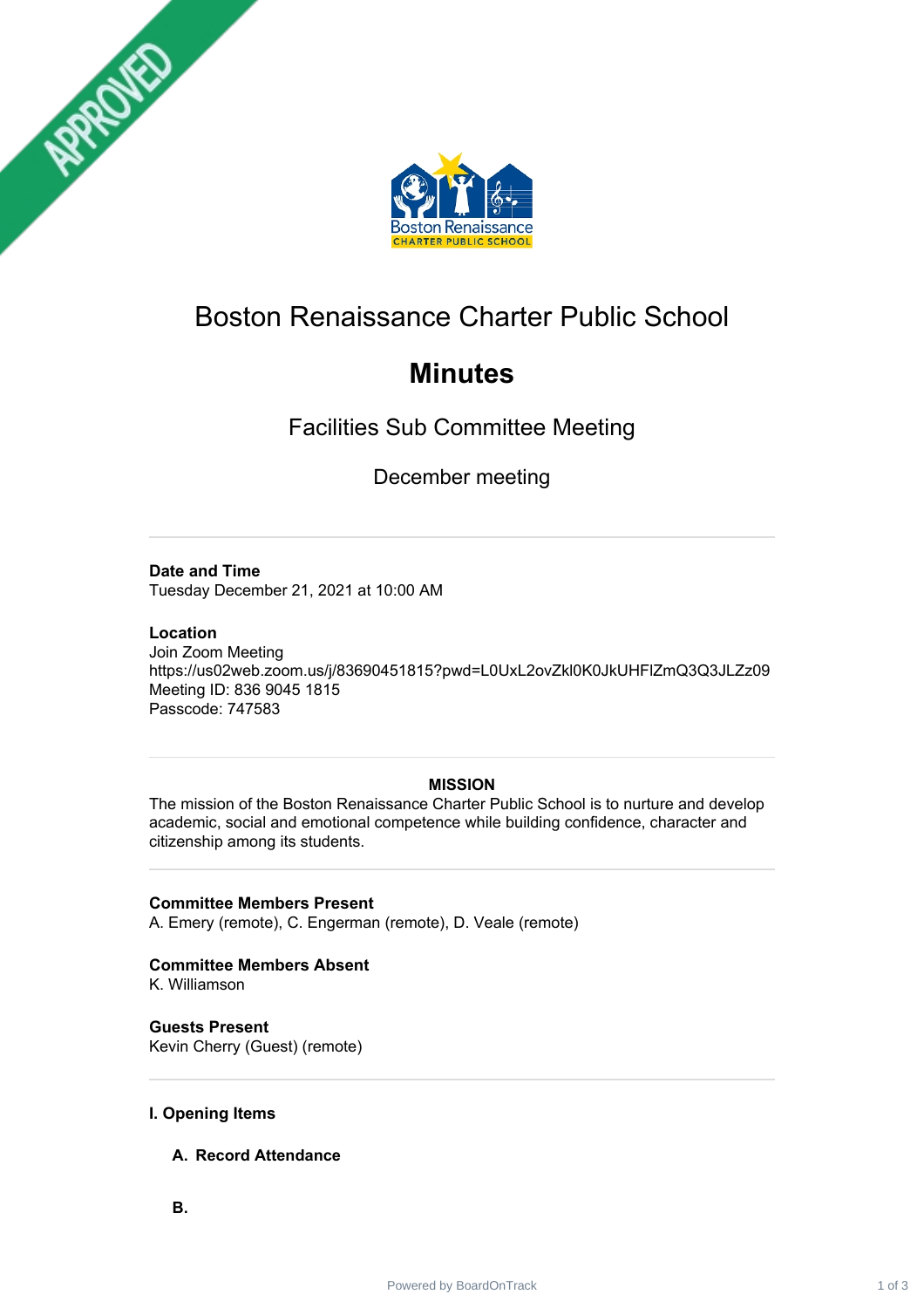# Boston Renaissance Charter Public School

# Minutes

## Facilities Sub Committee Meeting

### December meeting

---

**Date and Time**
Tuesday December 21, 2021 at 10:00 AM

**Location**
Join Zoom Meeting
https://us02web.zoom.us/j/83690451815?pwd=L0UxL2ovZkl0K0JkUHFlZmQ3Q3JLZz09
Meeting ID: 836 9045 1815
Passcode: 747583

---

**MISSION**

The mission of the Boston Renaissance Charter Public School is to nurture and develop academic, social and emotional competence while building confidence, character and citizenship among its students.

---

**Committee Members Present**
A. Emery (remote), C. Engerman (remote), D. Veale (remote)

**Committee Members Absent**
K. Williamson

**Guests Present**
Kevin Cherry (Guest) (remote)

---

**I. Opening Items**

**A. Record Attendance**

**B.**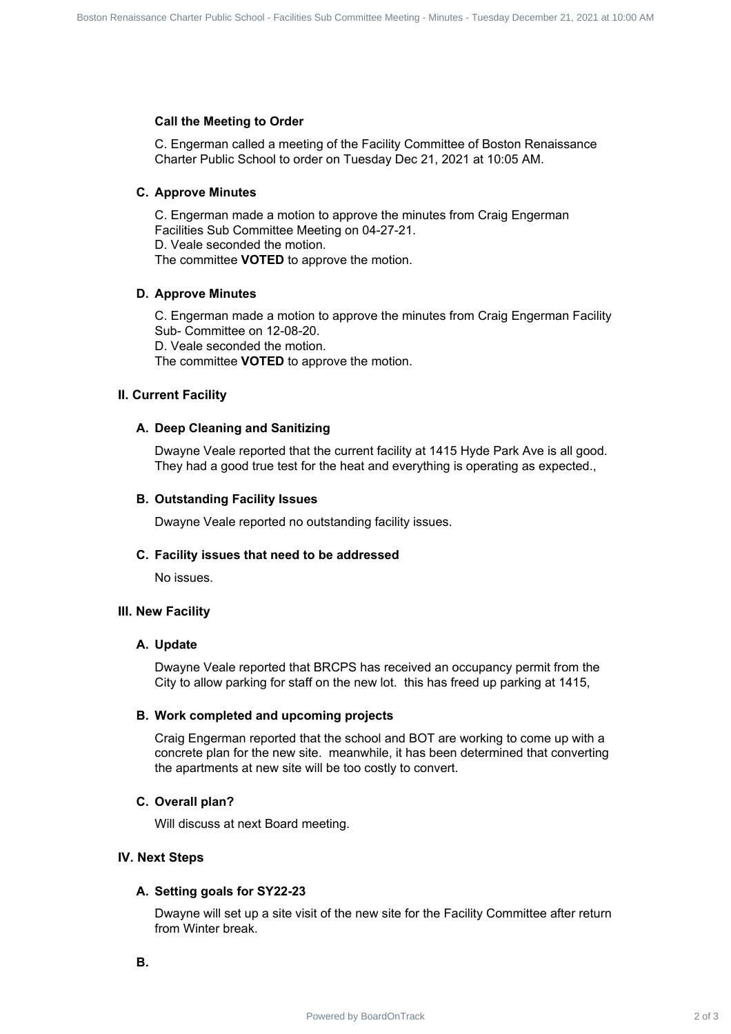### Call the Meeting to Order

C. Engerman called a meeting of the Facility Committee of Boston Renaissance Charter Public School to order on Tuesday Dec 21, 2021 at 10:05 AM.

### C. Approve Minutes

C. Engerman made a motion to approve the minutes from Craig Engerman Facilities Sub Committee Meeting on 04-27-21.
D. Veale seconded the motion.
The committee **VOTED** to approve the motion.

### D. Approve Minutes

C. Engerman made a motion to approve the minutes from Craig Engerman Facility Sub- Committee on 12-08-20.
D. Veale seconded the motion.
The committee **VOTED** to approve the motion.

## II. Current Facility

### A. Deep Cleaning and Sanitizing

Dwayne Veale reported that the current facility at 1415 Hyde Park Ave is all good. They had a good true test for the heat and everything is operating as expected.,

### B. Outstanding Facility Issues

Dwayne Veale reported no outstanding facility issues.

### C. Facility issues that need to be addressed

No issues.

## III. New Facility

### A. Update

Dwayne Veale reported that BRCPS has received an occupancy permit from the City to allow parking for staff on the new lot. this has freed up parking at 1415,

### B. Work completed and upcoming projects

Craig Engerman reported that the school and BOT are working to come up with a concrete plan for the new site. meanwhile, it has been determined that converting the apartments at new site will be too costly to convert.

### C. Overall plan?

Will discuss at next Board meeting.

## IV. Next Steps

### A. Setting goals for SY22-23

Dwayne will set up a site visit of the new site for the Facility Committee after return from Winter break.

### B.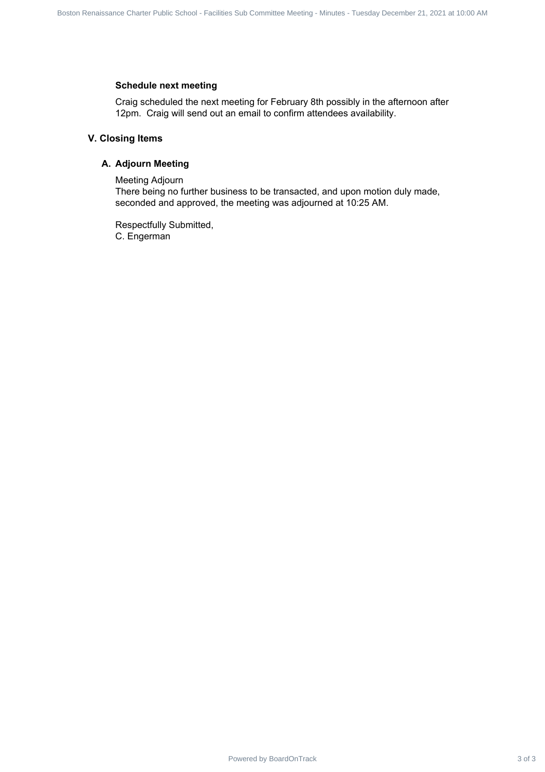### Schedule next meeting

Craig scheduled the next meeting for February 8th possibly in the afternoon after 12pm. Craig will send out an email to confirm attendees availability.

## V. Closing Items

### A. Adjourn Meeting

Meeting Adjourn
There being no further business to be transacted, and upon motion duly made, seconded and approved, the meeting was adjourned at 10:25 AM.

Respectfully Submitted,
C. Engerman